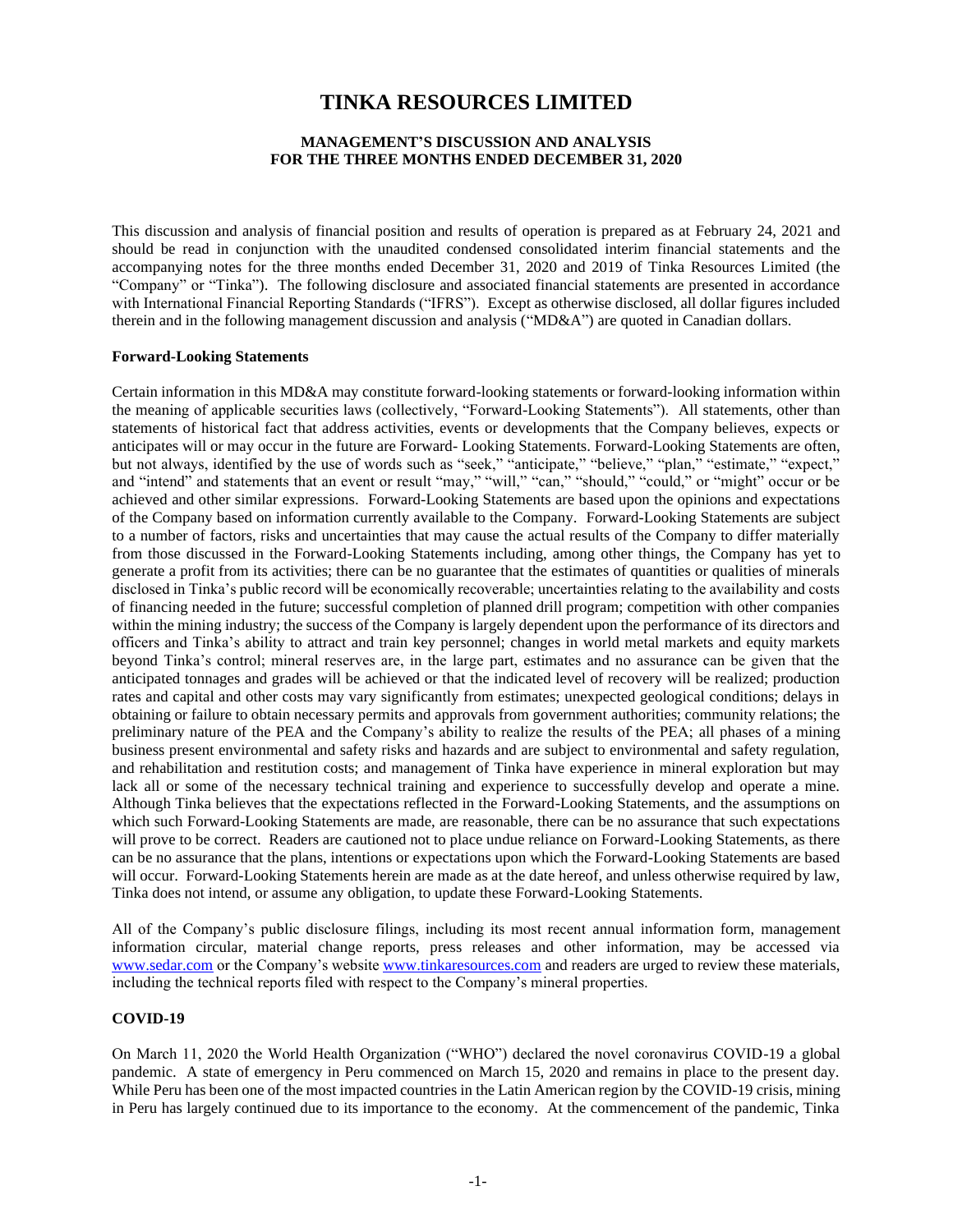# TINKA RESOURCES LIMITED

**MANAGEMENT'S DISCUSSION AND ANALYSIS**
**FOR THE THREE MONTHS ENDED DECEMBER 31, 2020**

This discussion and analysis of financial position and results of operation is prepared as at February 24, 2021 and should be read in conjunction with the unaudited condensed consolidated interim financial statements and the accompanying notes for the three months ended December 31, 2020 and 2019 of Tinka Resources Limited (the "Company" or "Tinka"). The following disclosure and associated financial statements are presented in accordance with International Financial Reporting Standards ("IFRS"). Except as otherwise disclosed, all dollar figures included therein and in the following management discussion and analysis ("MD&A") are quoted in Canadian dollars.

**Forward-Looking Statements**

Certain information in this MD&A may constitute forward-looking statements or forward-looking information within the meaning of applicable securities laws (collectively, "Forward-Looking Statements"). All statements, other than statements of historical fact that address activities, events or developments that the Company believes, expects or anticipates will or may occur in the future are Forward- Looking Statements. Forward-Looking Statements are often, but not always, identified by the use of words such as "seek," "anticipate," "believe," "plan," "estimate," "expect," and "intend" and statements that an event or result "may," "will," "can," "should," "could," or "might" occur or be achieved and other similar expressions. Forward-Looking Statements are based upon the opinions and expectations of the Company based on information currently available to the Company. Forward-Looking Statements are subject to a number of factors, risks and uncertainties that may cause the actual results of the Company to differ materially from those discussed in the Forward-Looking Statements including, among other things, the Company has yet to generate a profit from its activities; there can be no guarantee that the estimates of quantities or qualities of minerals disclosed in Tinka's public record will be economically recoverable; uncertainties relating to the availability and costs of financing needed in the future; successful completion of planned drill program; competition with other companies within the mining industry; the success of the Company is largely dependent upon the performance of its directors and officers and Tinka's ability to attract and train key personnel; changes in world metal markets and equity markets beyond Tinka's control; mineral reserves are, in the large part, estimates and no assurance can be given that the anticipated tonnages and grades will be achieved or that the indicated level of recovery will be realized; production rates and capital and other costs may vary significantly from estimates; unexpected geological conditions; delays in obtaining or failure to obtain necessary permits and approvals from government authorities; community relations; the preliminary nature of the PEA and the Company's ability to realize the results of the PEA; all phases of a mining business present environmental and safety risks and hazards and are subject to environmental and safety regulation, and rehabilitation and restitution costs; and management of Tinka have experience in mineral exploration but may lack all or some of the necessary technical training and experience to successfully develop and operate a mine. Although Tinka believes that the expectations reflected in the Forward-Looking Statements, and the assumptions on which such Forward-Looking Statements are made, are reasonable, there can be no assurance that such expectations will prove to be correct. Readers are cautioned not to place undue reliance on Forward-Looking Statements, as there can be no assurance that the plans, intentions or expectations upon which the Forward-Looking Statements are based will occur. Forward-Looking Statements herein are made as at the date hereof, and unless otherwise required by law, Tinka does not intend, or assume any obligation, to update these Forward-Looking Statements.

All of the Company's public disclosure filings, including its most recent annual information form, management information circular, material change reports, press releases and other information, may be accessed via www.sedar.com or the Company's website www.tinkaresources.com and readers are urged to review these materials, including the technical reports filed with respect to the Company's mineral properties.

**COVID-19**

On March 11, 2020 the World Health Organization ("WHO") declared the novel coronavirus COVID-19 a global pandemic. A state of emergency in Peru commenced on March 15, 2020 and remains in place to the present day. While Peru has been one of the most impacted countries in the Latin American region by the COVID-19 crisis, mining in Peru has largely continued due to its importance to the economy. At the commencement of the pandemic, Tinka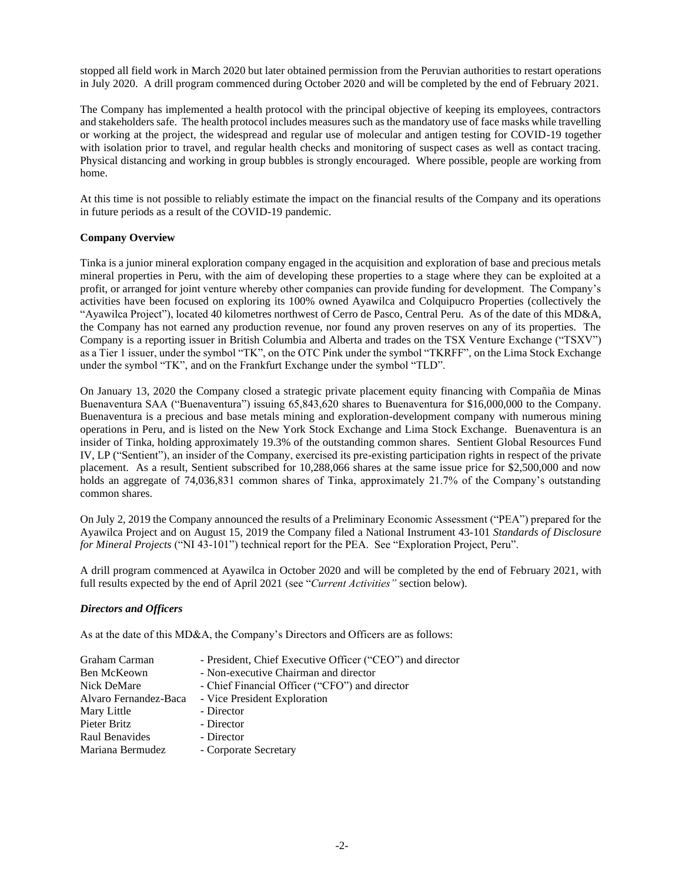stopped all field work in March 2020 but later obtained permission from the Peruvian authorities to restart operations in July 2020. A drill program commenced during October 2020 and will be completed by the end of February 2021.

The Company has implemented a health protocol with the principal objective of keeping its employees, contractors and stakeholders safe. The health protocol includes measures such as the mandatory use of face masks while travelling or working at the project, the widespread and regular use of molecular and antigen testing for COVID-19 together with isolation prior to travel, and regular health checks and monitoring of suspect cases as well as contact tracing. Physical distancing and working in group bubbles is strongly encouraged. Where possible, people are working from home.

At this time is not possible to reliably estimate the impact on the financial results of the Company and its operations in future periods as a result of the COVID-19 pandemic.

**Company Overview**

Tinka is a junior mineral exploration company engaged in the acquisition and exploration of base and precious metals mineral properties in Peru, with the aim of developing these properties to a stage where they can be exploited at a profit, or arranged for joint venture whereby other companies can provide funding for development. The Company's activities have been focused on exploring its 100% owned Ayawilca and Colquipucro Properties (collectively the "Ayawilca Project"), located 40 kilometres northwest of Cerro de Pasco, Central Peru. As of the date of this MD&A, the Company has not earned any production revenue, nor found any proven reserves on any of its properties. The Company is a reporting issuer in British Columbia and Alberta and trades on the TSX Venture Exchange ("TSXV") as a Tier 1 issuer, under the symbol "TK", on the OTC Pink under the symbol "TKRFF", on the Lima Stock Exchange under the symbol "TK", and on the Frankfurt Exchange under the symbol "TLD".

On January 13, 2020 the Company closed a strategic private placement equity financing with Compañia de Minas Buenaventura SAA ("Buenaventura") issuing 65,843,620 shares to Buenaventura for $16,000,000 to the Company. Buenaventura is a precious and base metals mining and exploration-development company with numerous mining operations in Peru, and is listed on the New York Stock Exchange and Lima Stock Exchange. Buenaventura is an insider of Tinka, holding approximately 19.3% of the outstanding common shares. Sentient Global Resources Fund IV, LP ("Sentient"), an insider of the Company, exercised its pre-existing participation rights in respect of the private placement. As a result, Sentient subscribed for 10,288,066 shares at the same issue price for $2,500,000 and now holds an aggregate of 74,036,831 common shares of Tinka, approximately 21.7% of the Company's outstanding common shares.

On July 2, 2019 the Company announced the results of a Preliminary Economic Assessment ("PEA") prepared for the Ayawilca Project and on August 15, 2019 the Company filed a National Instrument 43-101 *Standards of Disclosure for Mineral Projects* ("NI 43-101") technical report for the PEA. See "Exploration Project, Peru".

A drill program commenced at Ayawilca in October 2020 and will be completed by the end of February 2021, with full results expected by the end of April 2021 (see "*Current Activities"* section below).

***Directors and Officers***

As at the date of this MD&A, the Company's Directors and Officers are as follows:

| | |
|---|---|
| Graham Carman | - President, Chief Executive Officer ("CEO") and director |
| Ben McKeown | - Non-executive Chairman and director |
| Nick DeMare | - Chief Financial Officer ("CFO") and director |
| Alvaro Fernandez-Baca | - Vice President Exploration |
| Mary Little | - Director |
| Pieter Britz | - Director |
| Raul Benavides | - Director |
| Mariana Bermudez | - Corporate Secretary |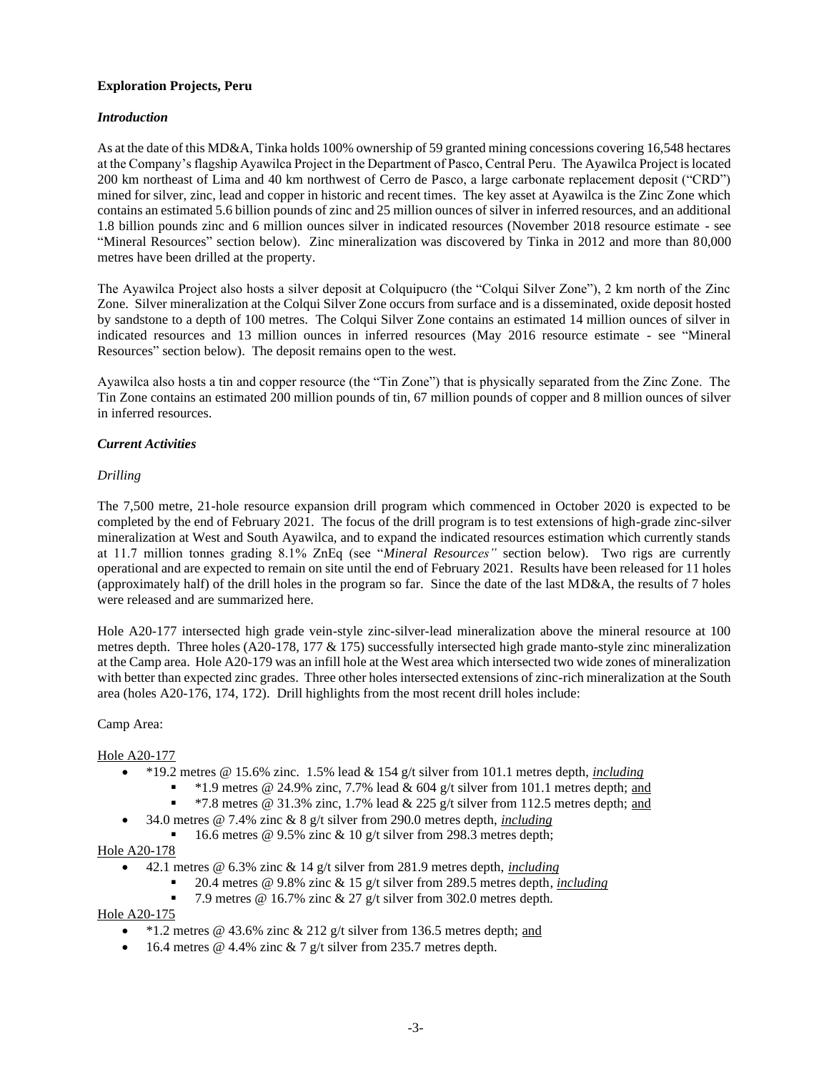**Exploration Projects, Peru**

***Introduction***

As at the date of this MD&A, Tinka holds 100% ownership of 59 granted mining concessions covering 16,548 hectares at the Company's flagship Ayawilca Project in the Department of Pasco, Central Peru. The Ayawilca Project is located 200 km northeast of Lima and 40 km northwest of Cerro de Pasco, a large carbonate replacement deposit ("CRD") mined for silver, zinc, lead and copper in historic and recent times. The key asset at Ayawilca is the Zinc Zone which contains an estimated 5.6 billion pounds of zinc and 25 million ounces of silver in inferred resources, and an additional 1.8 billion pounds zinc and 6 million ounces silver in indicated resources (November 2018 resource estimate - see "Mineral Resources" section below). Zinc mineralization was discovered by Tinka in 2012 and more than 80,000 metres have been drilled at the property.

The Ayawilca Project also hosts a silver deposit at Colquipucro (the "Colqui Silver Zone"), 2 km north of the Zinc Zone. Silver mineralization at the Colqui Silver Zone occurs from surface and is a disseminated, oxide deposit hosted by sandstone to a depth of 100 metres. The Colqui Silver Zone contains an estimated 14 million ounces of silver in indicated resources and 13 million ounces in inferred resources (May 2016 resource estimate - see "Mineral Resources" section below). The deposit remains open to the west.

Ayawilca also hosts a tin and copper resource (the "Tin Zone") that is physically separated from the Zinc Zone. The Tin Zone contains an estimated 200 million pounds of tin, 67 million pounds of copper and 8 million ounces of silver in inferred resources.

***Current Activities***

*Drilling*

The 7,500 metre, 21-hole resource expansion drill program which commenced in October 2020 is expected to be completed by the end of February 2021. The focus of the drill program is to test extensions of high-grade zinc-silver mineralization at West and South Ayawilca, and to expand the indicated resources estimation which currently stands at 11.7 million tonnes grading 8.1% ZnEq (see "*Mineral Resources"* section below). Two rigs are currently operational and are expected to remain on site until the end of February 2021. Results have been released for 11 holes (approximately half) of the drill holes in the program so far. Since the date of the last MD&A, the results of 7 holes were released and are summarized here.

Hole A20-177 intersected high grade vein-style zinc-silver-lead mineralization above the mineral resource at 100 metres depth. Three holes (A20-178, 177 & 175) successfully intersected high grade manto-style zinc mineralization at the Camp area. Hole A20-179 was an infill hole at the West area which intersected two wide zones of mineralization with better than expected zinc grades. Three other holes intersected extensions of zinc-rich mineralization at the South area (holes A20-176, 174, 172). Drill highlights from the most recent drill holes include:

Camp Area:

<u>Hole A20-177</u>

- *19.2 metres @ 15.6% zinc. 1.5% lead & 154 g/t silver from 101.1 metres depth, <u>*including*</u>
  - *1.9 metres @ 24.9% zinc, 7.7% lead & 604 g/t silver from 101.1 metres depth; <u>and</u>
  - *7.8 metres @ 31.3% zinc, 1.7% lead & 225 g/t silver from 112.5 metres depth; <u>and</u>
- 34.0 metres @ 7.4% zinc & 8 g/t silver from 290.0 metres depth, <u>*including*</u>
  - 16.6 metres @ 9.5% zinc & 10 g/t silver from 298.3 metres depth;

<u>Hole A20-178</u>

- 42.1 metres @ 6.3% zinc & 14 g/t silver from 281.9 metres depth, <u>*including*</u>
  - 20.4 metres @ 9.8% zinc & 15 g/t silver from 289.5 metres depth, <u>*including*</u>
  - 7.9 metres @ 16.7% zinc & 27 g/t silver from 302.0 metres depth.

<u>Hole A20-175</u>

- *1.2 metres @ 43.6% zinc & 212 g/t silver from 136.5 metres depth; <u>and</u>
- 16.4 metres @ 4.4% zinc & 7 g/t silver from 235.7 metres depth.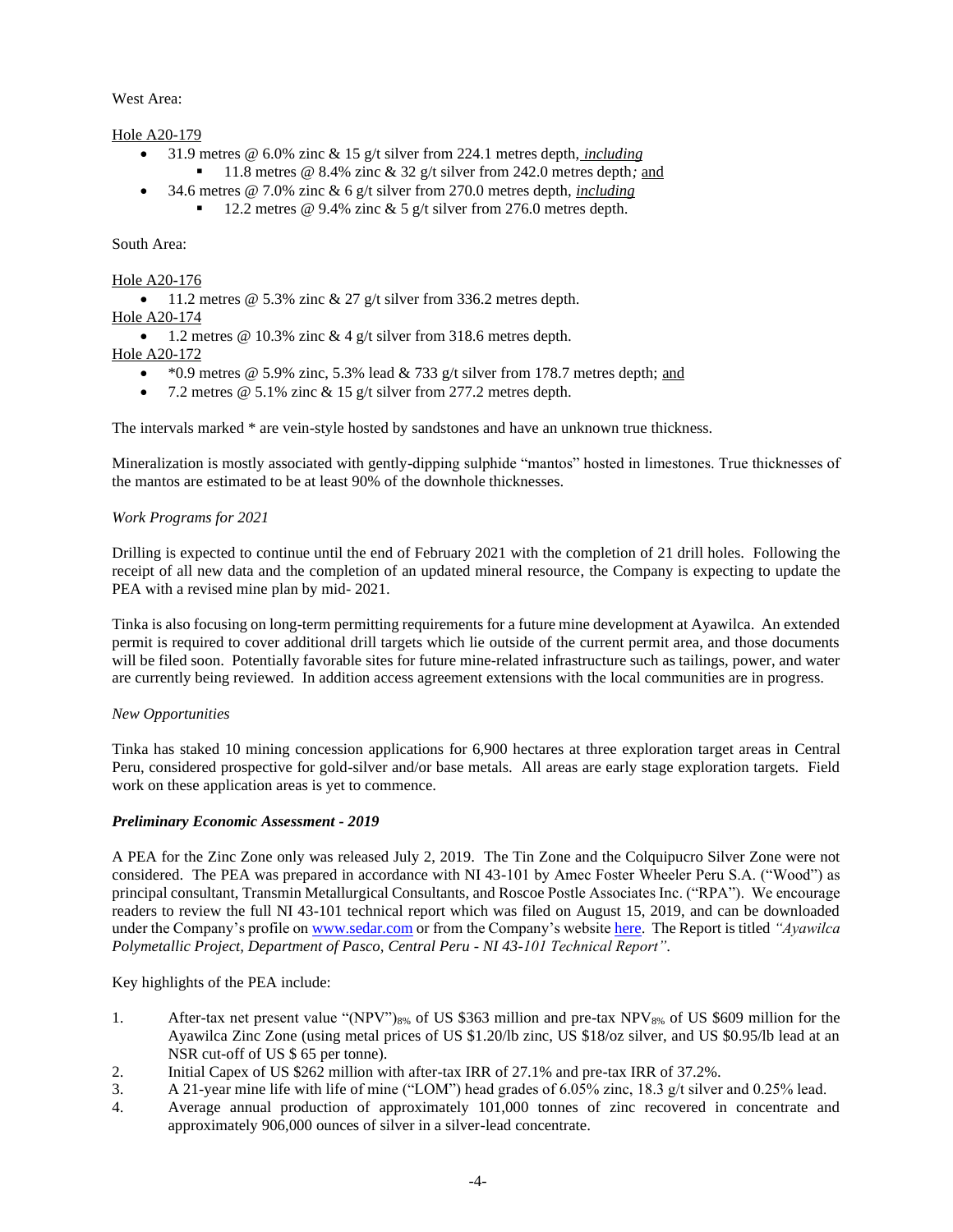West Area:

Hole A20-179

- 31.9 metres @ 6.0% zinc & 15 g/t silver from 224.1 metres depth, ***including***
    - 11.8 metres @ 8.4% zinc & 32 g/t silver from 242.0 metres depth*;* and
- 34.6 metres @ 7.0% zinc & 6 g/t silver from 270.0 metres depth, ***including***
    - 12.2 metres @ 9.4% zinc & 5 g/t silver from 276.0 metres depth.

South Area:

Hole A20-176

- 11.2 metres @ 5.3% zinc & 27 g/t silver from 336.2 metres depth.

Hole A20-174

- 1.2 metres @ 10.3% zinc & 4 g/t silver from 318.6 metres depth.

Hole A20-172

- *0.9 metres @ 5.9% zinc, 5.3% lead & 733 g/t silver from 178.7 metres depth; and
- 7.2 metres @ 5.1% zinc & 15 g/t silver from 277.2 metres depth.

The intervals marked * are vein-style hosted by sandstones and have an unknown true thickness.

Mineralization is mostly associated with gently-dipping sulphide "mantos" hosted in limestones. True thicknesses of the mantos are estimated to be at least 90% of the downhole thicknesses.

*Work Programs for 2021*

Drilling is expected to continue until the end of February 2021 with the completion of 21 drill holes. Following the receipt of all new data and the completion of an updated mineral resource, the Company is expecting to update the PEA with a revised mine plan by mid- 2021.

Tinka is also focusing on long-term permitting requirements for a future mine development at Ayawilca. An extended permit is required to cover additional drill targets which lie outside of the current permit area, and those documents will be filed soon. Potentially favorable sites for future mine-related infrastructure such as tailings, power, and water are currently being reviewed. In addition access agreement extensions with the local communities are in progress.

*New Opportunities*

Tinka has staked 10 mining concession applications for 6,900 hectares at three exploration target areas in Central Peru, considered prospective for gold-silver and/or base metals. All areas are early stage exploration targets. Field work on these application areas is yet to commence.

***Preliminary Economic Assessment - 2019***

A PEA for the Zinc Zone only was released July 2, 2019. The Tin Zone and the Colquipucro Silver Zone were not considered. The PEA was prepared in accordance with NI 43-101 by Amec Foster Wheeler Peru S.A. ("Wood") as principal consultant, Transmin Metallurgical Consultants, and Roscoe Postle Associates Inc. ("RPA"). We encourage readers to review the full NI 43-101 technical report which was filed on August 15, 2019, and can be downloaded under the Company's profile on www.sedar.com or from the Company's website here. The Report is titled *"Ayawilca Polymetallic Project, Department of Pasco, Central Peru - NI 43-101 Technical Report"*.

Key highlights of the PEA include:

1. After-tax net present value "(NPV")$_{8\%}$ of US $363 million and pre-tax NPV$_{8\%}$ of US $609 million for the Ayawilca Zinc Zone (using metal prices of US $1.20/lb zinc, US $18/oz silver, and US $0.95/lb lead at an NSR cut-off of US $ 65 per tonne).
2. Initial Capex of US $262 million with after-tax IRR of 27.1% and pre-tax IRR of 37.2%.
3. A 21-year mine life with life of mine ("LOM") head grades of 6.05% zinc, 18.3 g/t silver and 0.25% lead.
4. Average annual production of approximately 101,000 tonnes of zinc recovered in concentrate and approximately 906,000 ounces of silver in a silver-lead concentrate.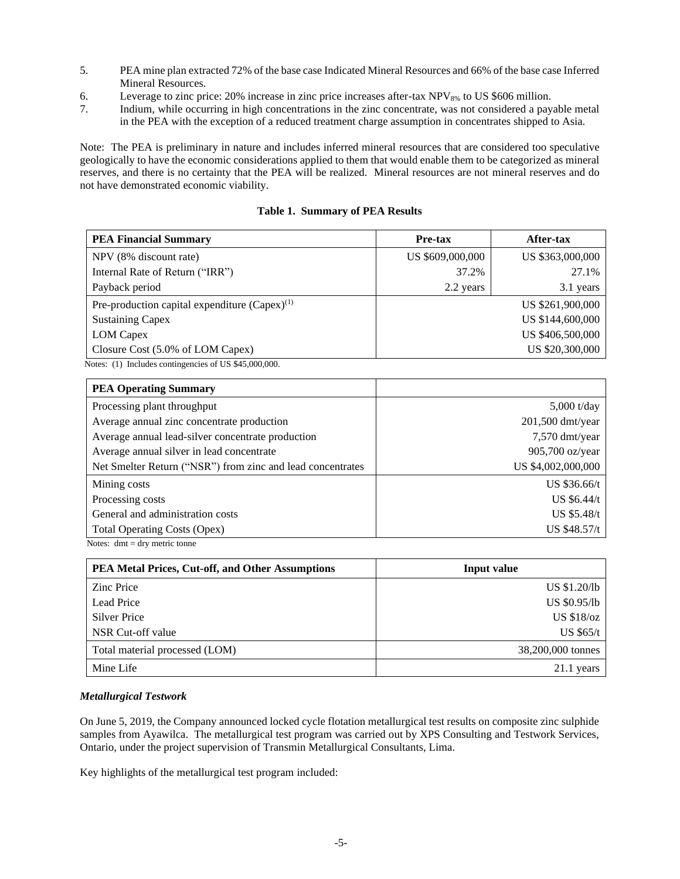5. PEA mine plan extracted 72% of the base case Indicated Mineral Resources and 66% of the base case Inferred Mineral Resources.
6. Leverage to zinc price: 20% increase in zinc price increases after-tax $NPV_{8\%}$ to US $606 million.
7. Indium, while occurring in high concentrations in the zinc concentrate, was not considered a payable metal in the PEA with the exception of a reduced treatment charge assumption in concentrates shipped to Asia.

Note: The PEA is preliminary in nature and includes inferred mineral resources that are considered too speculative geologically to have the economic considerations applied to them that would enable them to be categorized as mineral reserves, and there is no certainty that the PEA will be realized. Mineral resources are not mineral reserves and do not have demonstrated economic viability.

**Table 1. Summary of PEA Results**

| PEA Financial Summary | Pre-tax | After-tax |
|---|---|---|
| NPV (8% discount rate) | US $609,000,000 | US $363,000,000 |
| Internal Rate of Return ("IRR") | 37.2% | 27.1% |
| Payback period | 2.2 years | 3.1 years |
| Pre-production capital expenditure (Capex)[1] | | US $261,900,000 |
| Sustaining Capex | | US $144,600,000 |
| LOM Capex | | US $406,500,000 |
| Closure Cost (5.0% of LOM Capex) | | US $20,300,000 |

Notes: (1) Includes contingencies of US $45,000,000.

| PEA Operating Summary | |
|---|---|
| Processing plant throughput | 5,000 t/day |
| Average annual zinc concentrate production | 201,500 dmt/year |
| Average annual lead-silver concentrate production | 7,570 dmt/year |
| Average annual silver in lead concentrate | 905,700 oz/year |
| Net Smelter Return ("NSR") from zinc and lead concentrates | US $4,002,000,000 |
| Mining costs | US $36.66/t |
| Processing costs | US $6.44/t |
| General and administration costs | US $5.48/t |
| Total Operating Costs (Opex) | US $48.57/t |

Notes: dmt = dry metric tonne

| PEA Metal Prices, Cut-off, and Other Assumptions | Input value |
|---|---|
| Zinc Price | US $1.20/lb |
| Lead Price | US $0.95/lb |
| Silver Price | US $18/oz |
| NSR Cut-off value | US $65/t |
| Total material processed (LOM) | 38,200,000 tonnes |
| Mine Life | 21.1 years |

### *Metallurgical Testwork*

On June 5, 2019, the Company announced locked cycle flotation metallurgical test results on composite zinc sulphide samples from Ayawilca. The metallurgical test program was carried out by XPS Consulting and Testwork Services, Ontario, under the project supervision of Transmin Metallurgical Consultants, Lima.

Key highlights of the metallurgical test program included: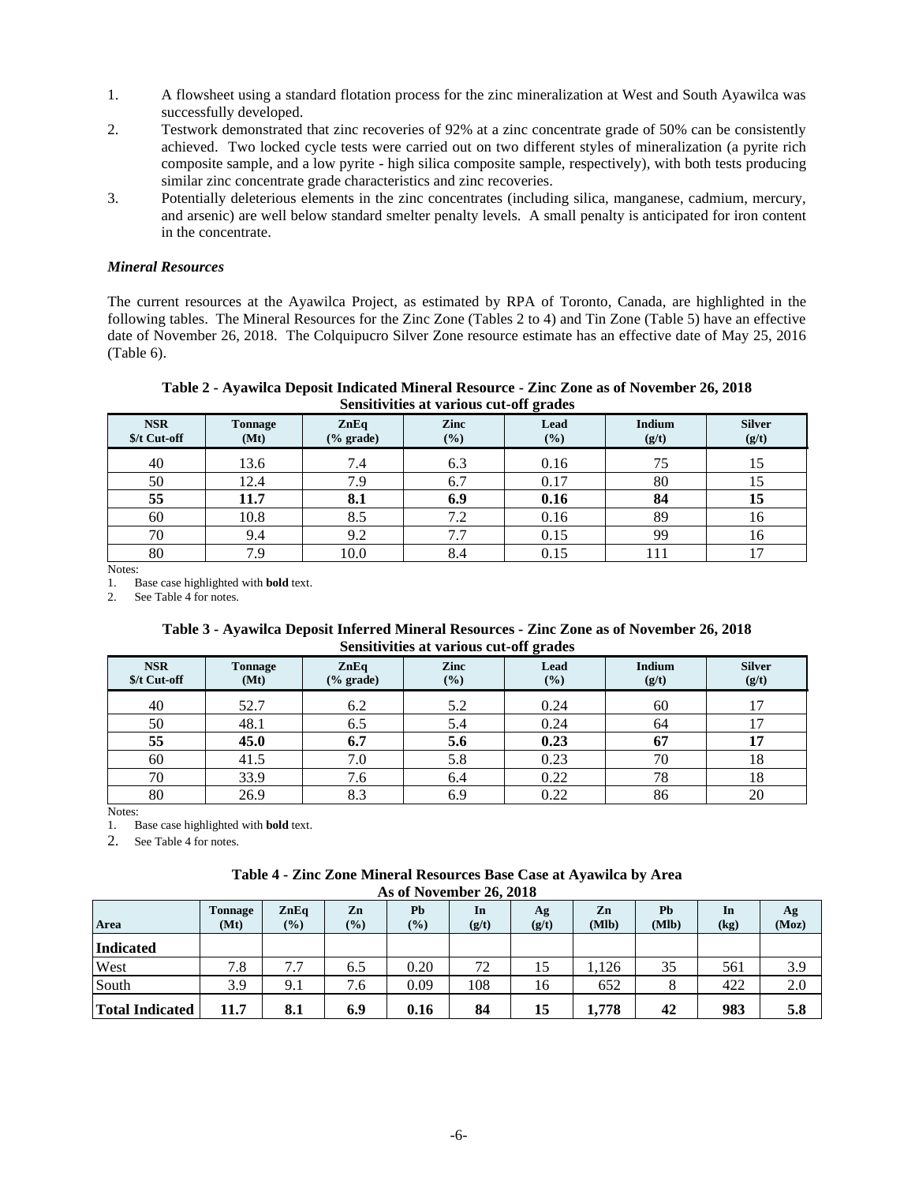1. A flowsheet using a standard flotation process for the zinc mineralization at West and South Ayawilca was successfully developed.
2. Testwork demonstrated that zinc recoveries of 92% at a zinc concentrate grade of 50% can be consistently achieved. Two locked cycle tests were carried out on two different styles of mineralization (a pyrite rich composite sample, and a low pyrite - high silica composite sample, respectively), with both tests producing similar zinc concentrate grade characteristics and zinc recoveries.
3. Potentially deleterious elements in the zinc concentrates (including silica, manganese, cadmium, mercury, and arsenic) are well below standard smelter penalty levels. A small penalty is anticipated for iron content in the concentrate.

***Mineral Resources***

The current resources at the Ayawilca Project, as estimated by RPA of Toronto, Canada, are highlighted in the following tables. The Mineral Resources for the Zinc Zone (Tables 2 to 4) and Tin Zone (Table 5) have an effective date of November 26, 2018. The Colquipucro Silver Zone resource estimate has an effective date of May 25, 2016 (Table 6).

**Table 2 - Ayawilca Deposit Indicated Mineral Resource - Zinc Zone as of November 26, 2018 Sensitivities at various cut-off grades**

| NSR $/t Cut-off | Tonnage (Mt) | ZnEq (% grade) | Zinc (%) | Lead (%) | Indium (g/t) | Silver (g/t) |
|---|---|---|---|---|---|---|
| 40 | 13.6 | 7.4 | 6.3 | 0.16 | 75 | 15 |
| 50 | 12.4 | 7.9 | 6.7 | 0.17 | 80 | 15 |
| **55** | **11.7** | **8.1** | **6.9** | **0.16** | **84** | **15** |
| 60 | 10.8 | 8.5 | 7.2 | 0.16 | 89 | 16 |
| 70 | 9.4 | 9.2 | 7.7 | 0.15 | 99 | 16 |
| 80 | 7.9 | 10.0 | 8.4 | 0.15 | 111 | 17 |

Notes:
1. Base case highlighted with **bold** text.
2. See Table 4 for notes.

**Table 3 - Ayawilca Deposit Inferred Mineral Resources - Zinc Zone as of November 26, 2018 Sensitivities at various cut-off grades**

| NSR $/t Cut-off | Tonnage (Mt) | ZnEq (% grade) | Zinc (%) | Lead (%) | Indium (g/t) | Silver (g/t) |
|---|---|---|---|---|---|---|
| 40 | 52.7 | 6.2 | 5.2 | 0.24 | 60 | 17 |
| 50 | 48.1 | 6.5 | 5.4 | 0.24 | 64 | 17 |
| **55** | **45.0** | **6.7** | **5.6** | **0.23** | **67** | **17** |
| 60 | 41.5 | 7.0 | 5.8 | 0.23 | 70 | 18 |
| 70 | 33.9 | 7.6 | 6.4 | 0.22 | 78 | 18 |
| 80 | 26.9 | 8.3 | 6.9 | 0.22 | 86 | 20 |

Notes:
1. Base case highlighted with **bold** text.
2. See Table 4 for notes.

**Table 4 - Zinc Zone Mineral Resources Base Case at Ayawilca by Area As of November 26, 2018**

| Area | Tonnage (Mt) | ZnEq (%) | Zn (%) | Pb (%) | In (g/t) | Ag (g/t) | Zn (Mlb) | Pb (Mlb) | In (kg) | Ag (Moz) |
|---|---|---|---|---|---|---|---|---|---|---|
| **Indicated** | | | | | | | | | | |
| West | 7.8 | 7.7 | 6.5 | 0.20 | 72 | 15 | 1,126 | 35 | 561 | 3.9 |
| South | 3.9 | 9.1 | 7.6 | 0.09 | 108 | 16 | 652 | 8 | 422 | 2.0 |
| **Total Indicated** | **11.7** | **8.1** | **6.9** | **0.16** | **84** | **15** | **1,778** | **42** | **983** | **5.8** |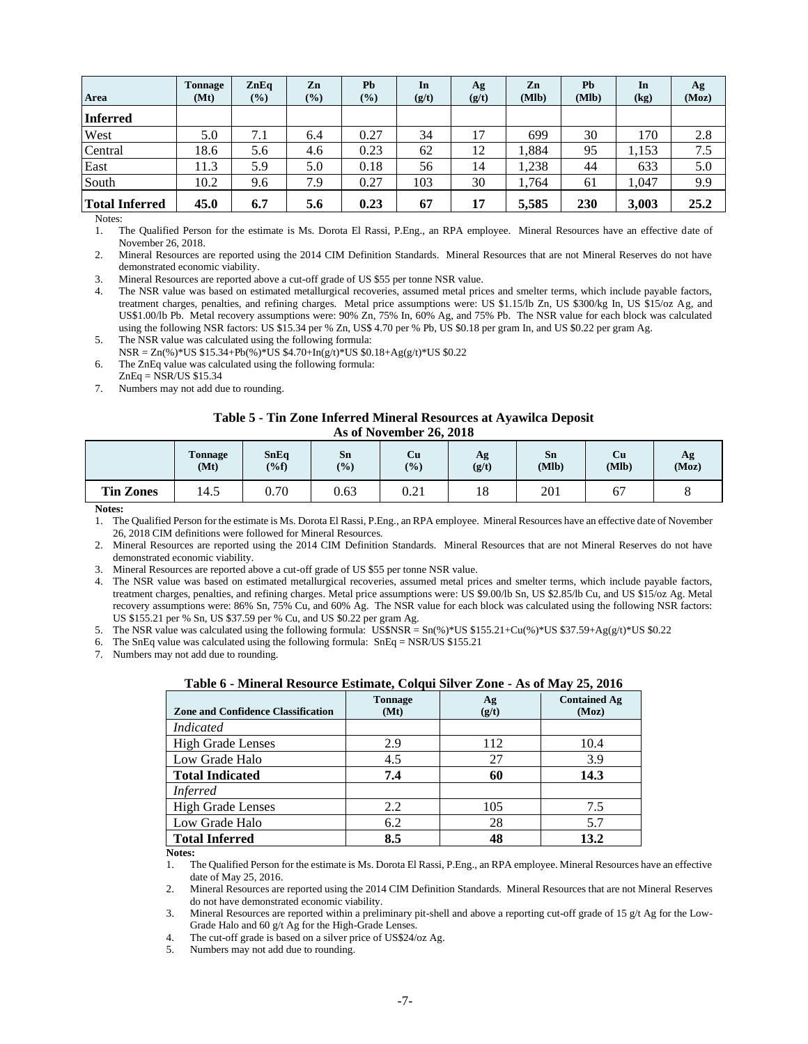| Area | Tonnage (Mt) | ZnEq (%) | Zn (%) | Pb (%) | In (g/t) | Ag (g/t) | Zn (Mlb) | Pb (Mlb) | In (kg) | Ag (Moz) |
|---|---|---|---|---|---|---|---|---|---|---|
| **Inferred** | | | | | | | | | | |
| West | 5.0 | 7.1 | 6.4 | 0.27 | 34 | 17 | 699 | 30 | 170 | 2.8 |
| Central | 18.6 | 5.6 | 4.6 | 0.23 | 62 | 12 | 1,884 | 95 | 1,153 | 7.5 |
| East | 11.3 | 5.9 | 5.0 | 0.18 | 56 | 14 | 1,238 | 44 | 633 | 5.0 |
| South | 10.2 | 9.6 | 7.9 | 0.27 | 103 | 30 | 1,764 | 61 | 1,047 | 9.9 |
| **Total Inferred** | **45.0** | **6.7** | **5.6** | **0.23** | **67** | **17** | **5,585** | **230** | **3,003** | **25.2** |

Notes:

1. The Qualified Person for the estimate is Ms. Dorota El Rassi, P.Eng., an RPA employee. Mineral Resources have an effective date of November 26, 2018.
2. Mineral Resources are reported using the 2014 CIM Definition Standards. Mineral Resources that are not Mineral Reserves do not have demonstrated economic viability.
3. Mineral Resources are reported above a cut-off grade of US $55 per tonne NSR value.
4. The NSR value was based on estimated metallurgical recoveries, assumed metal prices and smelter terms, which include payable factors, treatment charges, penalties, and refining charges. Metal price assumptions were: US $1.15/lb Zn, US $300/kg In, US $15/oz Ag, and US$1.00/lb Pb. Metal recovery assumptions were: 90% Zn, 75% In, 60% Ag, and 75% Pb. The NSR value for each block was calculated using the following NSR factors: US $15.34 per % Zn, US$ 4.70 per % Pb, US $0.18 per gram In, and US $0.22 per gram Ag.
5. The NSR value was calculated using the following formula:
   NSR = Zn(%)*US $15.34+Pb(%)*US $4.70+In(g/t)*US $0.18+Ag(g/t)*US $0.22
6. The ZnEq value was calculated using the following formula:
   ZnEq = NSR/US $15.34
7. Numbers may not add due to rounding.

**Table 5 - Tin Zone Inferred Mineral Resources at Ayawilca Deposit**
**As of November 26, 2018**

| | Tonnage (Mt) | SnEq (%f) | Sn (%) | Cu (%) | Ag (g/t) | Sn (Mlb) | Cu (Mlb) | Ag (Moz) |
|---|---|---|---|---|---|---|---|---|
| **Tin Zones** | 14.5 | 0.70 | 0.63 | 0.21 | 18 | 201 | 67 | 8 |

**Notes:**

1. The Qualified Person for the estimate is Ms. Dorota El Rassi, P.Eng., an RPA employee. Mineral Resources have an effective date of November 26, 2018 CIM definitions were followed for Mineral Resources.
2. Mineral Resources are reported using the 2014 CIM Definition Standards. Mineral Resources that are not Mineral Reserves do not have demonstrated economic viability.
3. Mineral Resources are reported above a cut-off grade of US $55 per tonne NSR value.
4. The NSR value was based on estimated metallurgical recoveries, assumed metal prices and smelter terms, which include payable factors, treatment charges, penalties, and refining charges. Metal price assumptions were: US $9.00/lb Sn, US $2.85/lb Cu, and US $15/oz Ag. Metal recovery assumptions were: 86% Sn, 75% Cu, and 60% Ag. The NSR value for each block was calculated using the following NSR factors: US $155.21 per % Sn, US $37.59 per % Cu, and US $0.22 per gram Ag.
5. The NSR value was calculated using the following formula: US$NSR = Sn(%)*US $155.21+Cu(%)*US $37.59+Ag(g/t)*US $0.22
6. The SnEq value was calculated using the following formula: SnEq = NSR/US $155.21
7. Numbers may not add due to rounding.

**Table 6 - Mineral Resource Estimate, Colqui Silver Zone - As of May 25, 2016**

| Zone and Confidence Classification | Tonnage (Mt) | Ag (g/t) | Contained Ag (Moz) |
|---|---|---|---|
| *Indicated* | | | |
| High Grade Lenses | 2.9 | 112 | 10.4 |
| Low Grade Halo | 4.5 | 27 | 3.9 |
| **Total Indicated** | **7.4** | **60** | **14.3** |
| *Inferred* | | | |
| High Grade Lenses | 2.2 | 105 | 7.5 |
| Low Grade Halo | 6.2 | 28 | 5.7 |
| **Total Inferred** | **8.5** | **48** | **13.2** |

**Notes:**

1. The Qualified Person for the estimate is Ms. Dorota El Rassi, P.Eng., an RPA employee. Mineral Resources have an effective date of May 25, 2016.
2. Mineral Resources are reported using the 2014 CIM Definition Standards. Mineral Resources that are not Mineral Reserves do not have demonstrated economic viability.
3. Mineral Resources are reported within a preliminary pit-shell and above a reporting cut-off grade of 15 g/t Ag for the Low-Grade Halo and 60 g/t Ag for the High-Grade Lenses.
4. The cut-off grade is based on a silver price of US$24/oz Ag.
5. Numbers may not add due to rounding.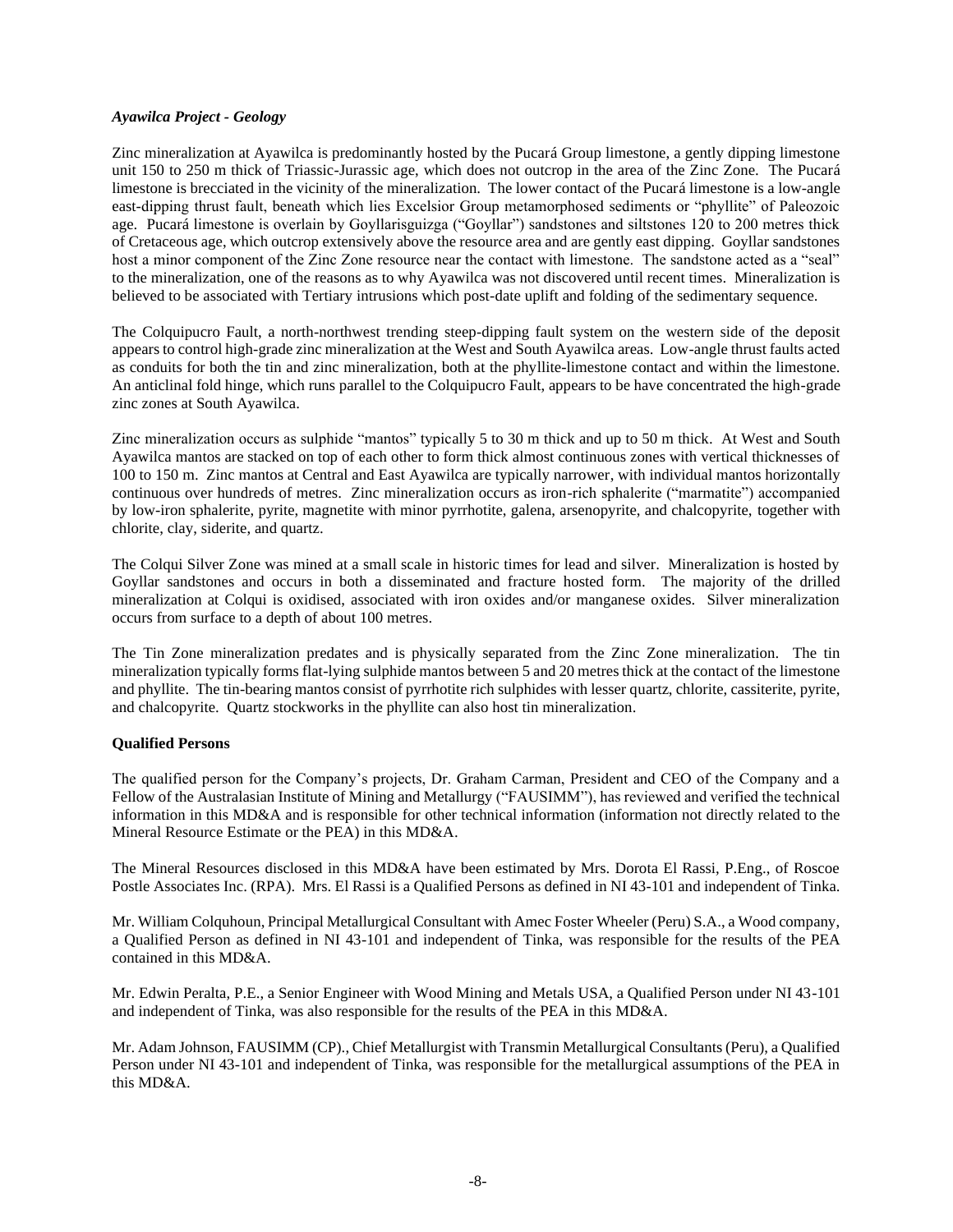### *Ayawilca Project - Geology*

Zinc mineralization at Ayawilca is predominantly hosted by the Pucará Group limestone, a gently dipping limestone unit 150 to 250 m thick of Triassic-Jurassic age, which does not outcrop in the area of the Zinc Zone. The Pucará limestone is brecciated in the vicinity of the mineralization. The lower contact of the Pucará limestone is a low-angle east-dipping thrust fault, beneath which lies Excelsior Group metamorphosed sediments or "phyllite" of Paleozoic age. Pucará limestone is overlain by Goyllarisguizga ("Goyllar") sandstones and siltstones 120 to 200 metres thick of Cretaceous age, which outcrop extensively above the resource area and are gently east dipping. Goyllar sandstones host a minor component of the Zinc Zone resource near the contact with limestone. The sandstone acted as a "seal" to the mineralization, one of the reasons as to why Ayawilca was not discovered until recent times. Mineralization is believed to be associated with Tertiary intrusions which post-date uplift and folding of the sedimentary sequence.

The Colquipucro Fault, a north-northwest trending steep-dipping fault system on the western side of the deposit appears to control high-grade zinc mineralization at the West and South Ayawilca areas. Low-angle thrust faults acted as conduits for both the tin and zinc mineralization, both at the phyllite-limestone contact and within the limestone. An anticlinal fold hinge, which runs parallel to the Colquipucro Fault, appears to be have concentrated the high-grade zinc zones at South Ayawilca.

Zinc mineralization occurs as sulphide "mantos" typically 5 to 30 m thick and up to 50 m thick. At West and South Ayawilca mantos are stacked on top of each other to form thick almost continuous zones with vertical thicknesses of 100 to 150 m. Zinc mantos at Central and East Ayawilca are typically narrower, with individual mantos horizontally continuous over hundreds of metres. Zinc mineralization occurs as iron-rich sphalerite ("marmatite") accompanied by low-iron sphalerite, pyrite, magnetite with minor pyrrhotite, galena, arsenopyrite, and chalcopyrite, together with chlorite, clay, siderite, and quartz.

The Colqui Silver Zone was mined at a small scale in historic times for lead and silver. Mineralization is hosted by Goyllar sandstones and occurs in both a disseminated and fracture hosted form. The majority of the drilled mineralization at Colqui is oxidised, associated with iron oxides and/or manganese oxides. Silver mineralization occurs from surface to a depth of about 100 metres.

The Tin Zone mineralization predates and is physically separated from the Zinc Zone mineralization. The tin mineralization typically forms flat-lying sulphide mantos between 5 and 20 metres thick at the contact of the limestone and phyllite. The tin-bearing mantos consist of pyrrhotite rich sulphides with lesser quartz, chlorite, cassiterite, pyrite, and chalcopyrite. Quartz stockworks in the phyllite can also host tin mineralization.

### **Qualified Persons**

The qualified person for the Company's projects, Dr. Graham Carman, President and CEO of the Company and a Fellow of the Australasian Institute of Mining and Metallurgy ("FAUSIMM"), has reviewed and verified the technical information in this MD&A and is responsible for other technical information (information not directly related to the Mineral Resource Estimate or the PEA) in this MD&A.

The Mineral Resources disclosed in this MD&A have been estimated by Mrs. Dorota El Rassi, P.Eng., of Roscoe Postle Associates Inc. (RPA). Mrs. El Rassi is a Qualified Persons as defined in NI 43-101 and independent of Tinka.

Mr. William Colquhoun, Principal Metallurgical Consultant with Amec Foster Wheeler (Peru) S.A., a Wood company, a Qualified Person as defined in NI 43-101 and independent of Tinka, was responsible for the results of the PEA contained in this MD&A.

Mr. Edwin Peralta, P.E., a Senior Engineer with Wood Mining and Metals USA, a Qualified Person under NI 43-101 and independent of Tinka, was also responsible for the results of the PEA in this MD&A.

Mr. Adam Johnson, FAUSIMM (CP)., Chief Metallurgist with Transmin Metallurgical Consultants (Peru), a Qualified Person under NI 43-101 and independent of Tinka, was responsible for the metallurgical assumptions of the PEA in this MD&A.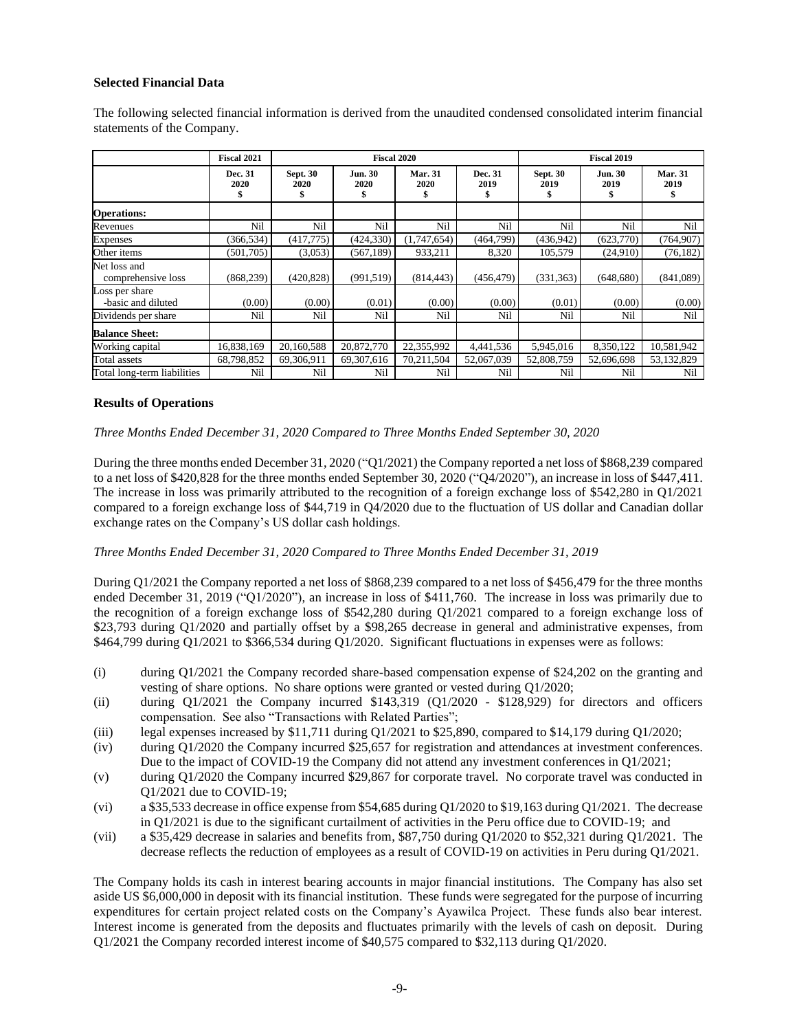## Selected Financial Data

The following selected financial information is derived from the unaudited condensed consolidated interim financial statements of the Company.

| | Fiscal 2021 | Fiscal 2020 | | | | Fiscal 2019 | | |
|---|---|---|---|---|---|---|---|---|
| | Dec. 31 2020 $ | Sept. 30 2020 $ | Jun. 30 2020 $ | Mar. 31 2020 $ | Dec. 31 2019 $ | Sept. 30 2019 $ | Jun. 30 2019 $ | Mar. 31 2019 $ |
| **Operations:** | | | | | | | | |
| Revenues | Nil | Nil | Nil | Nil | Nil | Nil | Nil | Nil |
| Expenses | (366,534) | (417,775) | (424,330) | (1,747,654) | (464,799) | (436,942) | (623,770) | (764,907) |
| Other items | (501,705) | (3,053) | (567,189) | 933,211 | 8,320 | 105,579 | (24,910) | (76,182) |
| Net loss and comprehensive loss | (868,239) | (420,828) | (991,519) | (814,443) | (456,479) | (331,363) | (648,680) | (841,089) |
| Loss per share -basic and diluted | (0.00) | (0.00) | (0.01) | (0.00) | (0.00) | (0.01) | (0.00) | (0.00) |
| Dividends per share | Nil | Nil | Nil | Nil | Nil | Nil | Nil | Nil |
| **Balance Sheet:** | | | | | | | | |
| Working capital | 16,838,169 | 20,160,588 | 20,872,770 | 22,355,992 | 4,441,536 | 5,945,016 | 8,350,122 | 10,581,942 |
| Total assets | 68,798,852 | 69,306,911 | 69,307,616 | 70,211,504 | 52,067,039 | 52,808,759 | 52,696,698 | 53,132,829 |
| Total long-term liabilities | Nil | Nil | Nil | Nil | Nil | Nil | Nil | Nil |

## Results of Operations

*Three Months Ended December 31, 2020 Compared to Three Months Ended September 30, 2020*

During the three months ended December 31, 2020 ("Q1/2021) the Company reported a net loss of $868,239 compared to a net loss of $420,828 for the three months ended September 30, 2020 ("Q4/2020"), an increase in loss of $447,411. The increase in loss was primarily attributed to the recognition of a foreign exchange loss of $542,280 in Q1/2021 compared to a foreign exchange loss of $44,719 in Q4/2020 due to the fluctuation of US dollar and Canadian dollar exchange rates on the Company's US dollar cash holdings.

*Three Months Ended December 31, 2020 Compared to Three Months Ended December 31, 2019*

During Q1/2021 the Company reported a net loss of $868,239 compared to a net loss of $456,479 for the three months ended December 31, 2019 ("Q1/2020"), an increase in loss of $411,760. The increase in loss was primarily due to the recognition of a foreign exchange loss of $542,280 during Q1/2021 compared to a foreign exchange loss of $23,793 during Q1/2020 and partially offset by a $98,265 decrease in general and administrative expenses, from $464,799 during Q1/2021 to $366,534 during Q1/2020. Significant fluctuations in expenses were as follows:

(i) during Q1/2021 the Company recorded share-based compensation expense of $24,202 on the granting and vesting of share options. No share options were granted or vested during Q1/2020;

(ii) during Q1/2021 the Company incurred $143,319 (Q1/2020 - $128,929) for directors and officers compensation. See also "Transactions with Related Parties";

(iii) legal expenses increased by $11,711 during Q1/2021 to $25,890, compared to $14,179 during Q1/2020;

(iv) during Q1/2020 the Company incurred $25,657 for registration and attendances at investment conferences. Due to the impact of COVID-19 the Company did not attend any investment conferences in Q1/2021;

(v) during Q1/2020 the Company incurred $29,867 for corporate travel. No corporate travel was conducted in Q1/2021 due to COVID-19;

(vi) a $35,533 decrease in office expense from $54,685 during Q1/2020 to $19,163 during Q1/2021. The decrease in Q1/2021 is due to the significant curtailment of activities in the Peru office due to COVID-19; and

(vii) a $35,429 decrease in salaries and benefits from, $87,750 during Q1/2020 to $52,321 during Q1/2021. The decrease reflects the reduction of employees as a result of COVID-19 on activities in Peru during Q1/2021.

The Company holds its cash in interest bearing accounts in major financial institutions. The Company has also set aside US $6,000,000 in deposit with its financial institution. These funds were segregated for the purpose of incurring expenditures for certain project related costs on the Company's Ayawilca Project. These funds also bear interest. Interest income is generated from the deposits and fluctuates primarily with the levels of cash on deposit. During Q1/2021 the Company recorded interest income of $40,575 compared to $32,113 during Q1/2020.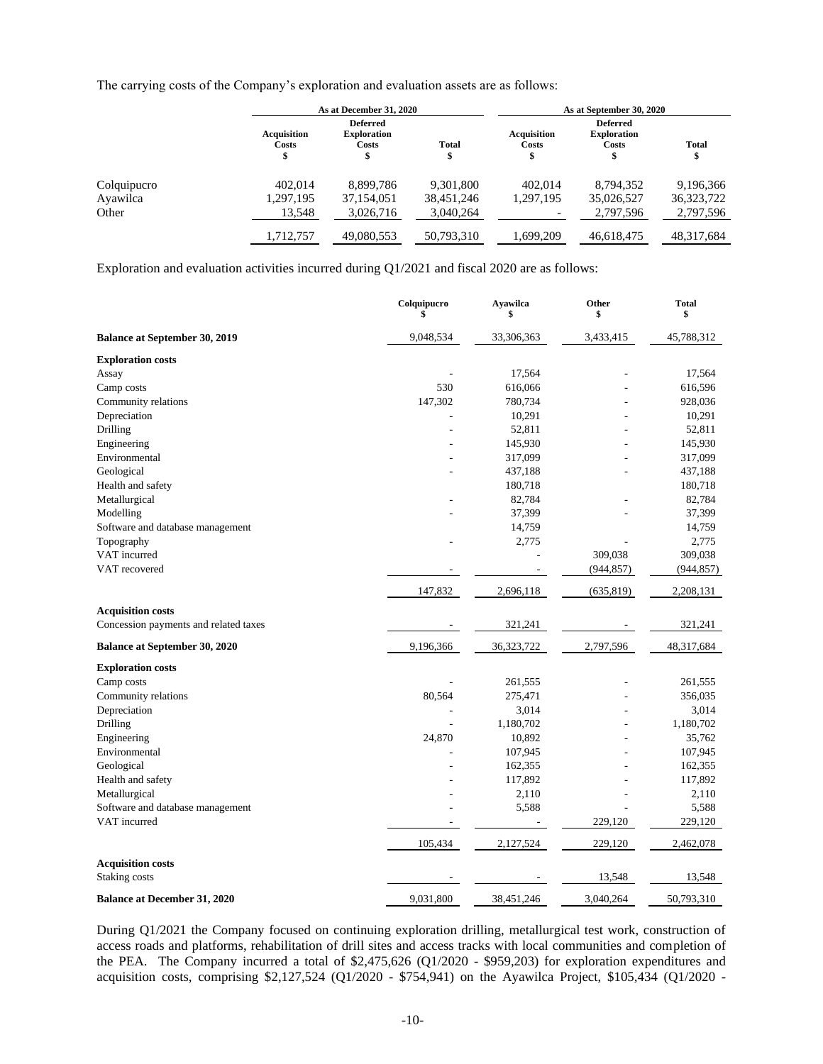The carrying costs of the Company's exploration and evaluation assets are as follows:

| | As at December 31, 2020 | | | As at September 30, 2020 | | |
|---|---|---|---|---|---|---|
| | Acquisition Costs $ | Deferred Exploration Costs $ | Total $ | Acquisition Costs $ | Deferred Exploration Costs $ | Total $ |
| Colquipucro | 402,014 | 8,899,786 | 9,301,800 | 402,014 | 8,794,352 | 9,196,366 |
| Ayawilca | 1,297,195 | 37,154,051 | 38,451,246 | 1,297,195 | 35,026,527 | 36,323,722 |
| Other | 13,548 | 3,026,716 | 3,040,264 | - | 2,797,596 | 2,797,596 |
| | 1,712,757 | 49,080,553 | 50,793,310 | 1,699,209 | 46,618,475 | 48,317,684 |

Exploration and evaluation activities incurred during Q1/2021 and fiscal 2020 are as follows:

| | Colquipucro $ | Ayawilca $ | Other $ | Total $ |
|---|---|---|---|---|
| **Balance at September 30, 2019** | 9,048,534 | 33,306,363 | 3,433,415 | 45,788,312 |
| **Exploration costs** | | | | |
| Assay | - | 17,564 | - | 17,564 |
| Camp costs | 530 | 616,066 | - | 616,596 |
| Community relations | 147,302 | 780,734 | - | 928,036 |
| Depreciation | - | 10,291 | - | 10,291 |
| Drilling | - | 52,811 | - | 52,811 |
| Engineering | - | 145,930 | - | 145,930 |
| Environmental | - | 317,099 | - | 317,099 |
| Geological | - | 437,188 | - | 437,188 |
| Health and safety | | 180,718 | | 180,718 |
| Metallurgical | - | 82,784 | - | 82,784 |
| Modelling | - | 37,399 | - | 37,399 |
| Software and database management | | 14,759 | | 14,759 |
| Topography | - | 2,775 | - | 2,775 |
| VAT incurred | | - | 309,038 | 309,038 |
| VAT recovered | - | - | (944,857) | (944,857) |
| | 147,832 | 2,696,118 | (635,819) | 2,208,131 |
| **Acquisition costs** | | | | |
| Concession payments and related taxes | - | 321,241 | - | 321,241 |
| **Balance at September 30, 2020** | 9,196,366 | 36,323,722 | 2,797,596 | 48,317,684 |
| **Exploration costs** | | | | |
| Camp costs | - | 261,555 | - | 261,555 |
| Community relations | 80,564 | 275,471 | - | 356,035 |
| Depreciation | - | 3,014 | - | 3,014 |
| Drilling | - | 1,180,702 | - | 1,180,702 |
| Engineering | 24,870 | 10,892 | - | 35,762 |
| Environmental | - | 107,945 | - | 107,945 |
| Geological | - | 162,355 | - | 162,355 |
| Health and safety | - | 117,892 | - | 117,892 |
| Metallurgical | - | 2,110 | - | 2,110 |
| Software and database management | - | 5,588 | - | 5,588 |
| VAT incurred | - | - | 229,120 | 229,120 |
| | 105,434 | 2,127,524 | 229,120 | 2,462,078 |
| **Acquisition costs** | | | | |
| Staking costs | - | - | 13,548 | 13,548 |
| **Balance at December 31, 2020** | 9,031,800 | 38,451,246 | 3,040,264 | 50,793,310 |

During Q1/2021 the Company focused on continuing exploration drilling, metallurgical test work, construction of access roads and platforms, rehabilitation of drill sites and access tracks with local communities and completion of the PEA. The Company incurred a total of $2,475,626 (Q1/2020 - $959,203) for exploration expenditures and acquisition costs, comprising $2,127,524 (Q1/2020 - $754,941) on the Ayawilca Project, $105,434 (Q1/2020 -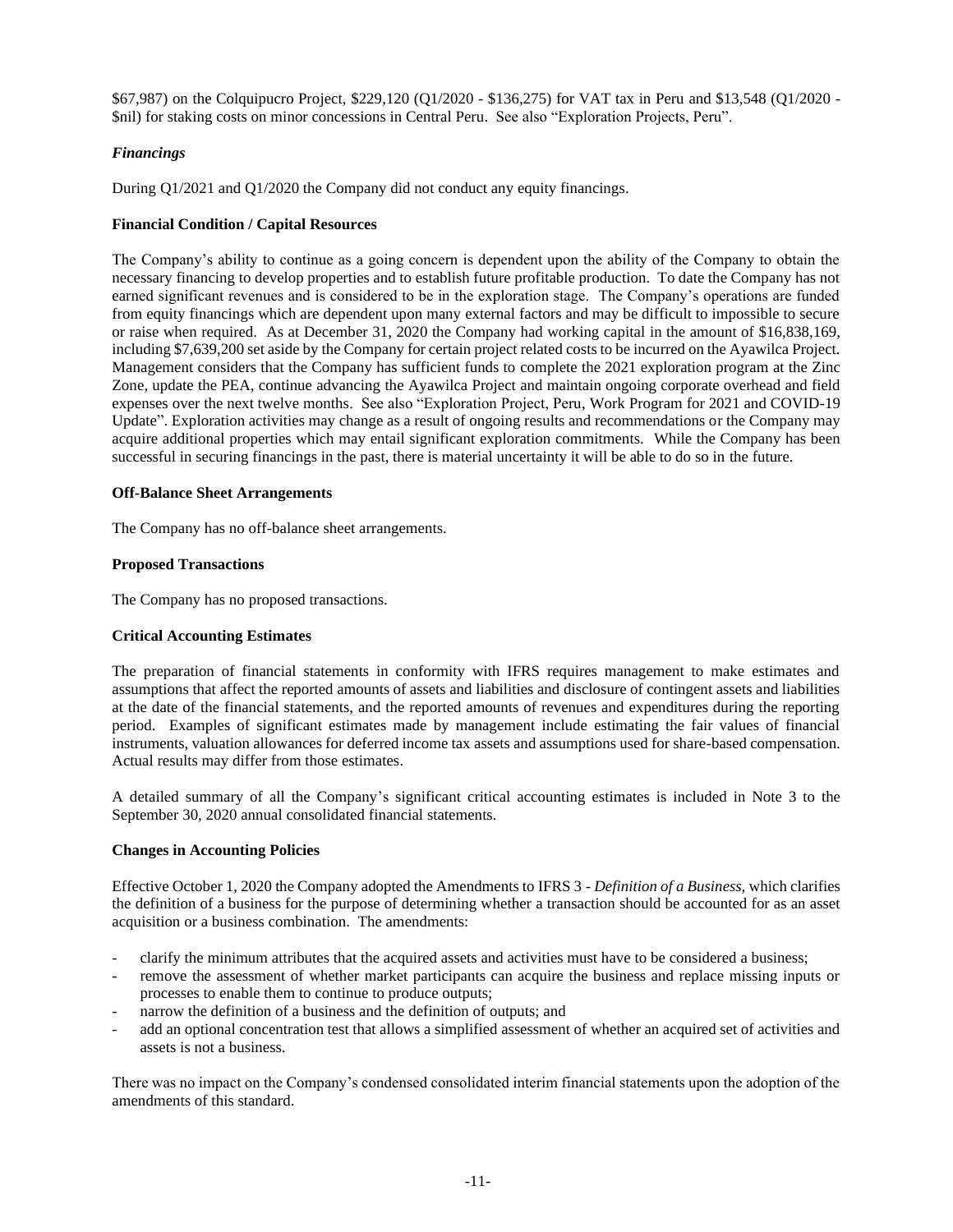$67,987) on the Colquipucro Project, $229,120 (Q1/2020 - $136,275) for VAT tax in Peru and $13,548 (Q1/2020 - $nil) for staking costs on minor concessions in Central Peru. See also "Exploration Projects, Peru".

### *Financings*

During Q1/2021 and Q1/2020 the Company did not conduct any equity financings.

## Financial Condition / Capital Resources

The Company's ability to continue as a going concern is dependent upon the ability of the Company to obtain the necessary financing to develop properties and to establish future profitable production. To date the Company has not earned significant revenues and is considered to be in the exploration stage. The Company's operations are funded from equity financings which are dependent upon many external factors and may be difficult to impossible to secure or raise when required. As at December 31, 2020 the Company had working capital in the amount of $16,838,169, including $7,639,200 set aside by the Company for certain project related costs to be incurred on the Ayawilca Project. Management considers that the Company has sufficient funds to complete the 2021 exploration program at the Zinc Zone, update the PEA, continue advancing the Ayawilca Project and maintain ongoing corporate overhead and field expenses over the next twelve months. See also "Exploration Project, Peru, Work Program for 2021 and COVID-19 Update". Exploration activities may change as a result of ongoing results and recommendations or the Company may acquire additional properties which may entail significant exploration commitments. While the Company has been successful in securing financings in the past, there is material uncertainty it will be able to do so in the future.

## Off-Balance Sheet Arrangements

The Company has no off-balance sheet arrangements.

## Proposed Transactions

The Company has no proposed transactions.

## Critical Accounting Estimates

The preparation of financial statements in conformity with IFRS requires management to make estimates and assumptions that affect the reported amounts of assets and liabilities and disclosure of contingent assets and liabilities at the date of the financial statements, and the reported amounts of revenues and expenditures during the reporting period. Examples of significant estimates made by management include estimating the fair values of financial instruments, valuation allowances for deferred income tax assets and assumptions used for share-based compensation. Actual results may differ from those estimates.

A detailed summary of all the Company's significant critical accounting estimates is included in Note 3 to the September 30, 2020 annual consolidated financial statements.

## Changes in Accounting Policies

Effective October 1, 2020 the Company adopted the Amendments to IFRS 3 - *Definition of a Business,* which clarifies the definition of a business for the purpose of determining whether a transaction should be accounted for as an asset acquisition or a business combination. The amendments:

- clarify the minimum attributes that the acquired assets and activities must have to be considered a business;
- remove the assessment of whether market participants can acquire the business and replace missing inputs or processes to enable them to continue to produce outputs;
- narrow the definition of a business and the definition of outputs; and
- add an optional concentration test that allows a simplified assessment of whether an acquired set of activities and assets is not a business.

There was no impact on the Company's condensed consolidated interim financial statements upon the adoption of the amendments of this standard.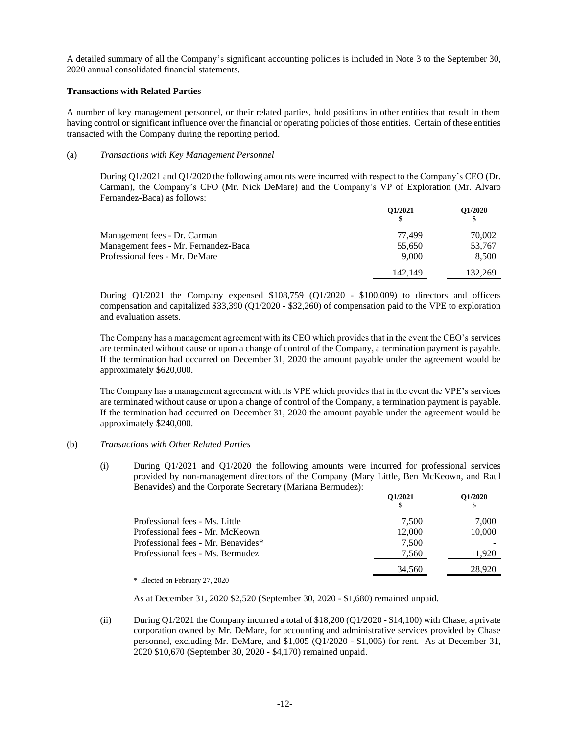A detailed summary of all the Company's significant accounting policies is included in Note 3 to the September 30, 2020 annual consolidated financial statements.

**Transactions with Related Parties**

A number of key management personnel, or their related parties, hold positions in other entities that result in them having control or significant influence over the financial or operating policies of those entities. Certain of these entities transacted with the Company during the reporting period.

(a) *Transactions with Key Management Personnel*

During Q1/2021 and Q1/2020 the following amounts were incurred with respect to the Company's CEO (Dr. Carman), the Company's CFO (Mr. Nick DeMare) and the Company's VP of Exploration (Mr. Alvaro Fernandez-Baca) as follows:

| | Q1/2021<br>$ | Q1/2020<br>$ |
|---|---|---|
| Management fees - Dr. Carman | 77,499 | 70,002 |
| Management fees - Mr. Fernandez-Baca | 55,650 | 53,767 |
| Professional fees - Mr. DeMare | 9,000 | 8,500 |
| | 142,149 | 132,269 |

During Q1/2021 the Company expensed $108,759 (Q1/2020 - $100,009) to directors and officers compensation and capitalized $33,390 (Q1/2020 - $32,260) of compensation paid to the VPE to exploration and evaluation assets.

The Company has a management agreement with its CEO which provides that in the event the CEO's services are terminated without cause or upon a change of control of the Company, a termination payment is payable. If the termination had occurred on December 31, 2020 the amount payable under the agreement would be approximately $620,000.

The Company has a management agreement with its VPE which provides that in the event the VPE's services are terminated without cause or upon a change of control of the Company, a termination payment is payable. If the termination had occurred on December 31, 2020 the amount payable under the agreement would be approximately $240,000.

(b) *Transactions with Other Related Parties*

(i) During Q1/2021 and Q1/2020 the following amounts were incurred for professional services provided by non-management directors of the Company (Mary Little, Ben McKeown, and Raul Benavides) and the Corporate Secretary (Mariana Bermudez):

| | Q1/2021<br>$ | Q1/2020<br>$ |
|---|---|---|
| Professional fees - Ms. Little | 7,500 | 7,000 |
| Professional fees - Mr. McKeown | 12,000 | 10,000 |
| Professional fees - Mr. Benavides* | 7,500 | - |
| Professional fees - Ms. Bermudez | 7,560 | 11,920 |
| | 34,560 | 28,920 |

\* Elected on February 27, 2020

As at December 31, 2020 $2,520 (September 30, 2020 - $1,680) remained unpaid.

(ii) During Q1/2021 the Company incurred a total of $18,200 (Q1/2020 - $14,100) with Chase, a private corporation owned by Mr. DeMare, for accounting and administrative services provided by Chase personnel, excluding Mr. DeMare, and $1,005 (Q1/2020 - $1,005) for rent. As at December 31, 2020 $10,670 (September 30, 2020 - $4,170) remained unpaid.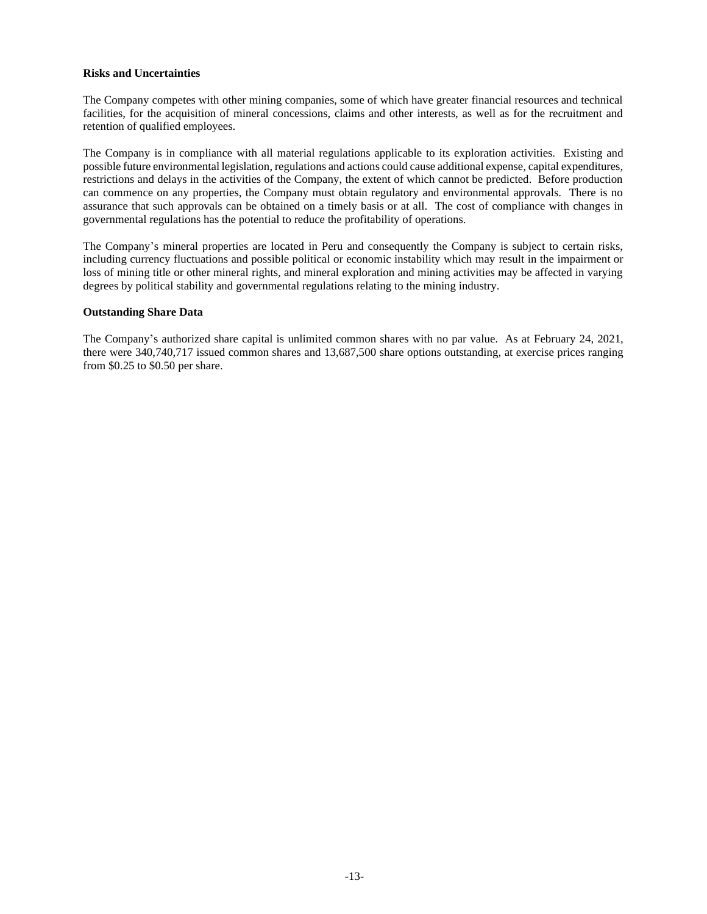**Risks and Uncertainties**

The Company competes with other mining companies, some of which have greater financial resources and technical facilities, for the acquisition of mineral concessions, claims and other interests, as well as for the recruitment and retention of qualified employees.

The Company is in compliance with all material regulations applicable to its exploration activities. Existing and possible future environmental legislation, regulations and actions could cause additional expense, capital expenditures, restrictions and delays in the activities of the Company, the extent of which cannot be predicted. Before production can commence on any properties, the Company must obtain regulatory and environmental approvals. There is no assurance that such approvals can be obtained on a timely basis or at all. The cost of compliance with changes in governmental regulations has the potential to reduce the profitability of operations.

The Company's mineral properties are located in Peru and consequently the Company is subject to certain risks, including currency fluctuations and possible political or economic instability which may result in the impairment or loss of mining title or other mineral rights, and mineral exploration and mining activities may be affected in varying degrees by political stability and governmental regulations relating to the mining industry.

**Outstanding Share Data**

The Company's authorized share capital is unlimited common shares with no par value. As at February 24, 2021, there were 340,740,717 issued common shares and 13,687,500 share options outstanding, at exercise prices ranging from $0.25 to $0.50 per share.